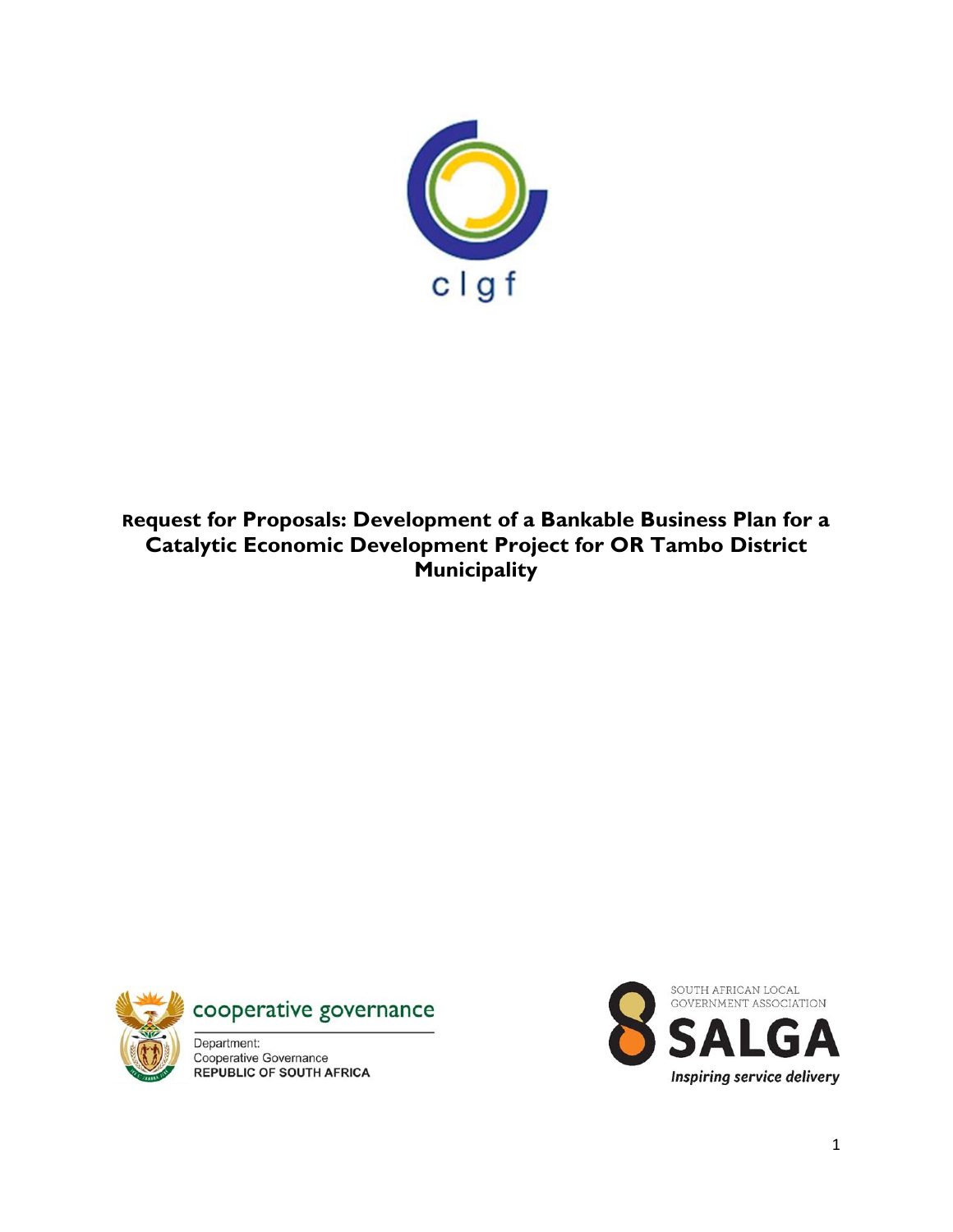clgf

# Request for Proposals: Development of a Bankable Business Plan for a Catalytic Economic Development Project for OR Tambo District Municipality

cooperative governance

Department:
Cooperative Governance
REPUBLIC OF SOUTH AFRICA

SOUTH AFRICAN LOCAL GOVERNMENT ASSOCIATION
SALGA
*Inspiring service delivery*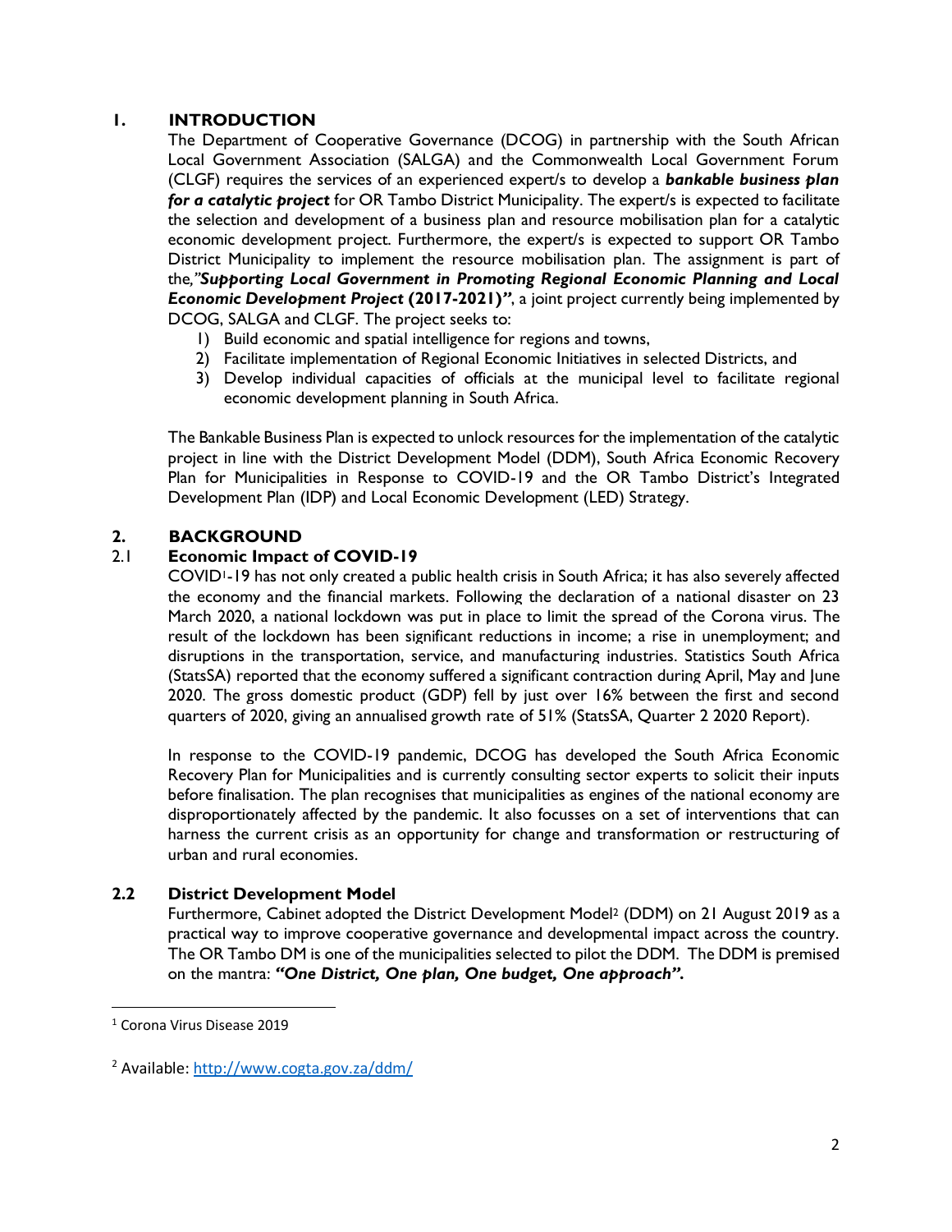## 1. INTRODUCTION

The Department of Cooperative Governance (DCOG) in partnership with the South African Local Government Association (SALGA) and the Commonwealth Local Government Forum (CLGF) requires the services of an experienced expert/s to develop a ***bankable business plan for a catalytic project*** for OR Tambo District Municipality. The expert/s is expected to facilitate the selection and development of a business plan and resource mobilisation plan for a catalytic economic development project. Furthermore, the expert/s is expected to support OR Tambo District Municipality to implement the resource mobilisation plan. The assignment is part of the,***"Supporting Local Government in Promoting Regional Economic Planning and Local Economic Development Project* (2017-2021)*"***, a joint project currently being implemented by DCOG, SALGA and CLGF. The project seeks to:

1) Build economic and spatial intelligence for regions and towns,
2) Facilitate implementation of Regional Economic Initiatives in selected Districts, and
3) Develop individual capacities of officials at the municipal level to facilitate regional economic development planning in South Africa.

The Bankable Business Plan is expected to unlock resources for the implementation of the catalytic project in line with the District Development Model (DDM), South Africa Economic Recovery Plan for Municipalities in Response to COVID-19 and the OR Tambo District's Integrated Development Plan (IDP) and Local Economic Development (LED) Strategy.

## 2. BACKGROUND

### 2.1 Economic Impact of COVID-19

COVID[1]-19 has not only created a public health crisis in South Africa; it has also severely affected the economy and the financial markets. Following the declaration of a national disaster on 23 March 2020, a national lockdown was put in place to limit the spread of the Corona virus. The result of the lockdown has been significant reductions in income; a rise in unemployment; and disruptions in the transportation, service, and manufacturing industries. Statistics South Africa (StatsSA) reported that the economy suffered a significant contraction during April, May and June 2020. The gross domestic product (GDP) fell by just over 16% between the first and second quarters of 2020, giving an annualised growth rate of 51% (StatsSA, Quarter 2 2020 Report).

In response to the COVID-19 pandemic, DCOG has developed the South Africa Economic Recovery Plan for Municipalities and is currently consulting sector experts to solicit their inputs before finalisation. The plan recognises that municipalities as engines of the national economy are disproportionately affected by the pandemic. It also focusses on a set of interventions that can harness the current crisis as an opportunity for change and transformation or restructuring of urban and rural economies.

### 2.2 District Development Model

Furthermore, Cabinet adopted the District Development Model[2] (DDM) on 21 August 2019 as a practical way to improve cooperative governance and developmental impact across the country. The OR Tambo DM is one of the municipalities selected to pilot the DDM. The DDM is premised on the mantra: ***"One District, One plan, One budget, One approach".***

---

[1] Corona Virus Disease 2019

[2] Available: http://www.cogta.gov.za/ddm/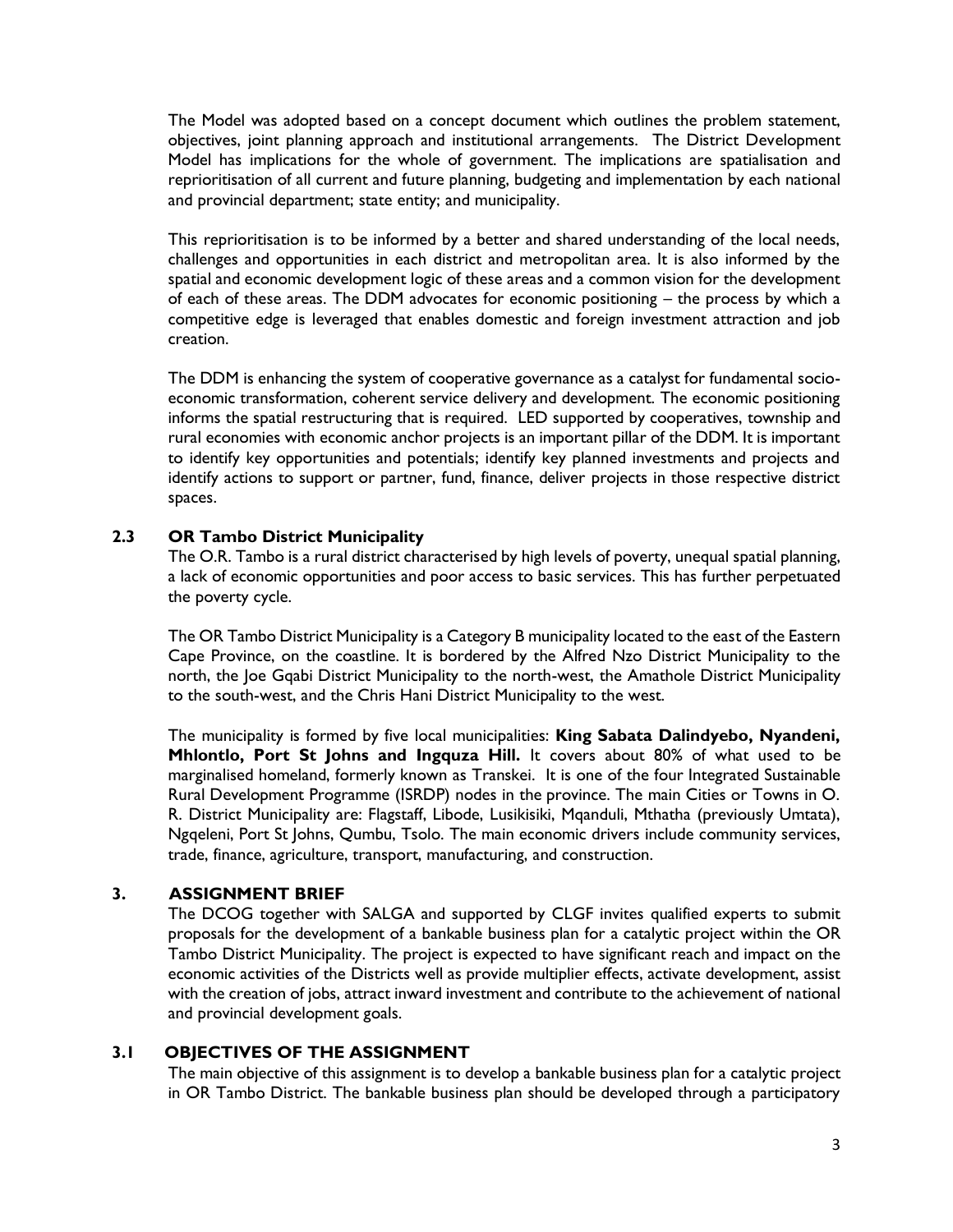The Model was adopted based on a concept document which outlines the problem statement, objectives, joint planning approach and institutional arrangements. The District Development Model has implications for the whole of government. The implications are spatialisation and reprioritisation of all current and future planning, budgeting and implementation by each national and provincial department; state entity; and municipality.

This reprioritisation is to be informed by a better and shared understanding of the local needs, challenges and opportunities in each district and metropolitan area. It is also informed by the spatial and economic development logic of these areas and a common vision for the development of each of these areas. The DDM advocates for economic positioning – the process by which a competitive edge is leveraged that enables domestic and foreign investment attraction and job creation.

The DDM is enhancing the system of cooperative governance as a catalyst for fundamental socio-economic transformation, coherent service delivery and development. The economic positioning informs the spatial restructuring that is required. LED supported by cooperatives, township and rural economies with economic anchor projects is an important pillar of the DDM. It is important to identify key opportunities and potentials; identify key planned investments and projects and identify actions to support or partner, fund, finance, deliver projects in those respective district spaces.

### 2.3 OR Tambo District Municipality

The O.R. Tambo is a rural district characterised by high levels of poverty, unequal spatial planning, a lack of economic opportunities and poor access to basic services. This has further perpetuated the poverty cycle.

The OR Tambo District Municipality is a Category B municipality located to the east of the Eastern Cape Province, on the coastline. It is bordered by the Alfred Nzo District Municipality to the north, the Joe Gqabi District Municipality to the north-west, the Amathole District Municipality to the south-west, and the Chris Hani District Municipality to the west.

The municipality is formed by five local municipalities: **King Sabata Dalindyebo, Nyandeni, Mhlontlo, Port St Johns and Ingquza Hill.** It covers about 80% of what used to be marginalised homeland, formerly known as Transkei. It is one of the four Integrated Sustainable Rural Development Programme (ISRDP) nodes in the province. The main Cities or Towns in O. R. District Municipality are: Flagstaff, Libode, Lusikisiki, Mqanduli, Mthatha (previously Umtata), Ngqeleni, Port St Johns, Qumbu, Tsolo. The main economic drivers include community services, trade, finance, agriculture, transport, manufacturing, and construction.

## 3. ASSIGNMENT BRIEF

The DCOG together with SALGA and supported by CLGF invites qualified experts to submit proposals for the development of a bankable business plan for a catalytic project within the OR Tambo District Municipality. The project is expected to have significant reach and impact on the economic activities of the Districts well as provide multiplier effects, activate development, assist with the creation of jobs, attract inward investment and contribute to the achievement of national and provincial development goals.

### 3.1 OBJECTIVES OF THE ASSIGNMENT

The main objective of this assignment is to develop a bankable business plan for a catalytic project in OR Tambo District. The bankable business plan should be developed through a participatory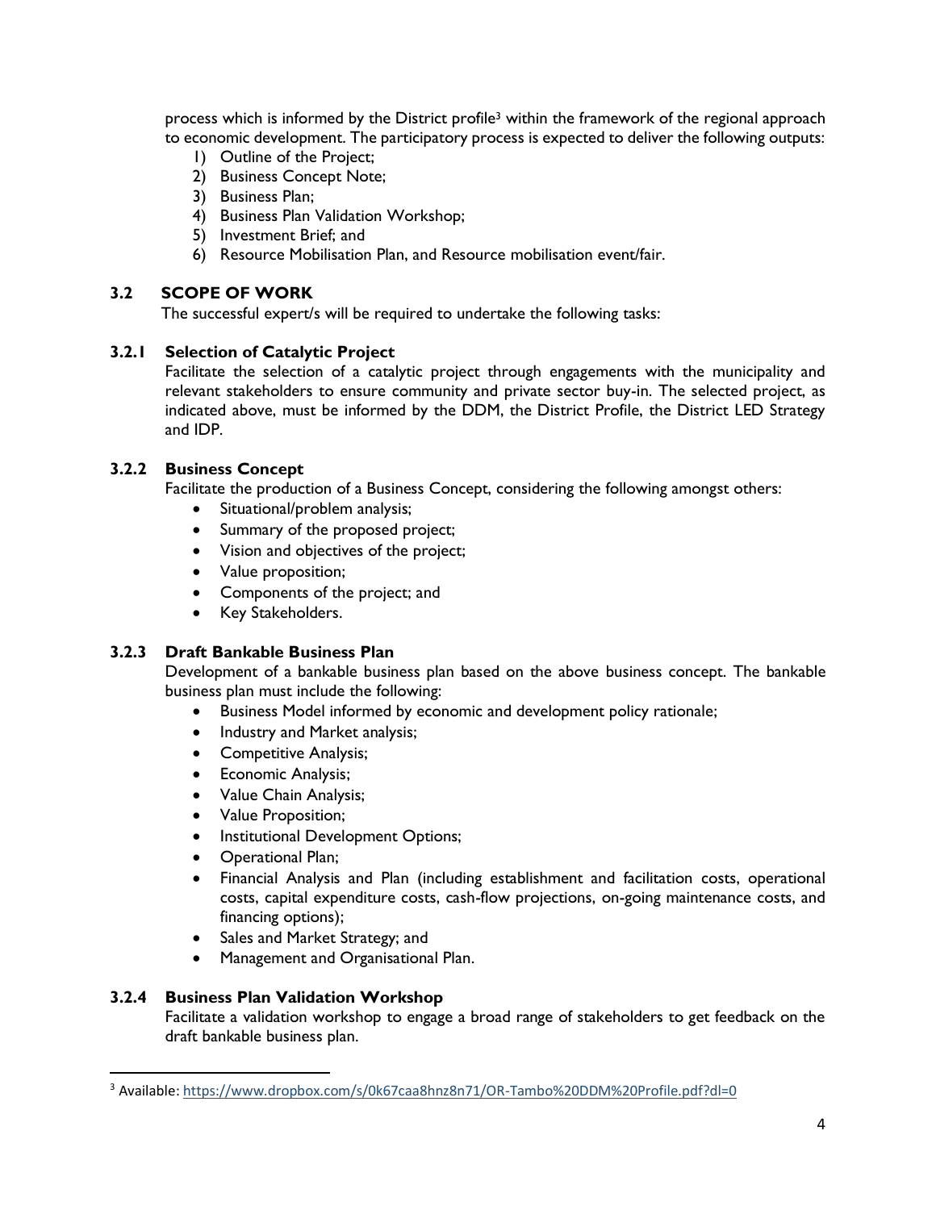process which is informed by the District profile[3] within the framework of the regional approach to economic development. The participatory process is expected to deliver the following outputs:

1) Outline of the Project;
2) Business Concept Note;
3) Business Plan;
4) Business Plan Validation Workshop;
5) Investment Brief; and
6) Resource Mobilisation Plan, and Resource mobilisation event/fair.

## 3.2 SCOPE OF WORK

The successful expert/s will be required to undertake the following tasks:

### 3.2.1 Selection of Catalytic Project

Facilitate the selection of a catalytic project through engagements with the municipality and relevant stakeholders to ensure community and private sector buy-in. The selected project, as indicated above, must be informed by the DDM, the District Profile, the District LED Strategy and IDP.

### 3.2.2 Business Concept

Facilitate the production of a Business Concept, considering the following amongst others:

- Situational/problem analysis;
- Summary of the proposed project;
- Vision and objectives of the project;
- Value proposition;
- Components of the project; and
- Key Stakeholders.

### 3.2.3 Draft Bankable Business Plan

Development of a bankable business plan based on the above business concept. The bankable business plan must include the following:

- Business Model informed by economic and development policy rationale;
- Industry and Market analysis;
- Competitive Analysis;
- Economic Analysis;
- Value Chain Analysis;
- Value Proposition;
- Institutional Development Options;
- Operational Plan;
- Financial Analysis and Plan (including establishment and facilitation costs, operational costs, capital expenditure costs, cash-flow projections, on-going maintenance costs, and financing options);
- Sales and Market Strategy; and
- Management and Organisational Plan.

### 3.2.4 Business Plan Validation Workshop

Facilitate a validation workshop to engage a broad range of stakeholders to get feedback on the draft bankable business plan.

---

[3] Available: https://www.dropbox.com/s/0k67caa8hnz8n71/OR-Tambo%20DDM%20Profile.pdf?dl=0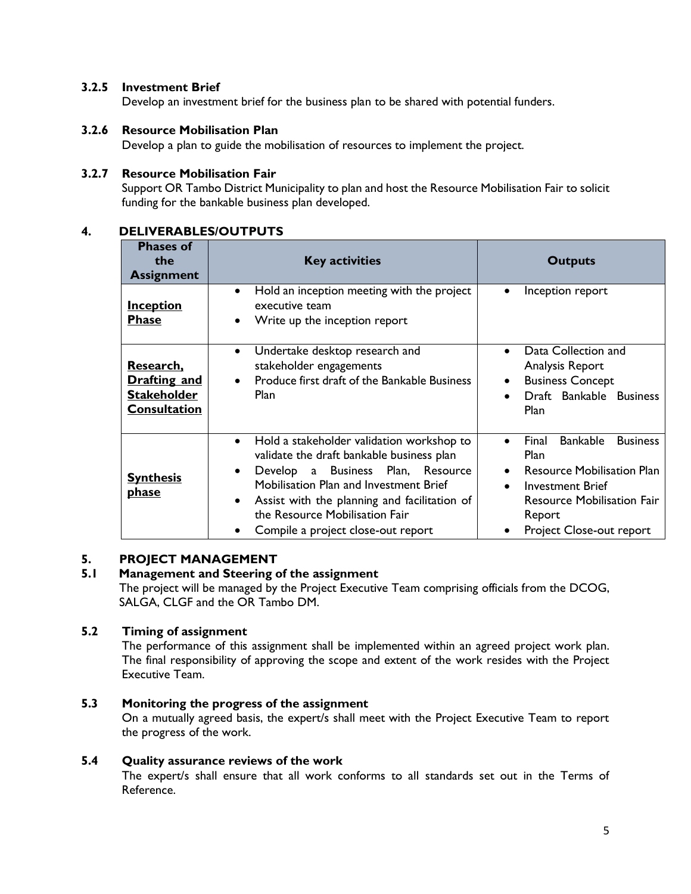### 3.2.5 Investment Brief

Develop an investment brief for the business plan to be shared with potential funders.

### 3.2.6 Resource Mobilisation Plan

Develop a plan to guide the mobilisation of resources to implement the project.

### 3.2.7 Resource Mobilisation Fair

Support OR Tambo District Municipality to plan and host the Resource Mobilisation Fair to solicit funding for the bankable business plan developed.

## 4. DELIVERABLES/OUTPUTS

| Phases of the Assignment | Key activities | Outputs |
|---|---|---|
| **Inception Phase** | • Hold an inception meeting with the project executive team<br>• Write up the inception report | • Inception report |
| **Research, Drafting and Stakeholder Consultation** | • Undertake desktop research and stakeholder engagements<br>• Produce first draft of the Bankable Business Plan | • Data Collection and Analysis Report<br>• Business Concept<br>• Draft Bankable Business Plan |
| **Synthesis phase** | • Hold a stakeholder validation workshop to validate the draft bankable business plan<br>• Develop a Business Plan, Resource Mobilisation Plan and Investment Brief<br>• Assist with the planning and facilitation of the Resource Mobilisation Fair<br>• Compile a project close-out report | • Final Bankable Business Plan<br>• Resource Mobilisation Plan<br>• Investment Brief Resource Mobilisation Fair Report<br>• Project Close-out report |

## 5. PROJECT MANAGEMENT

### 5.1 Management and Steering of the assignment

The project will be managed by the Project Executive Team comprising officials from the DCOG, SALGA, CLGF and the OR Tambo DM.

### 5.2 Timing of assignment

The performance of this assignment shall be implemented within an agreed project work plan. The final responsibility of approving the scope and extent of the work resides with the Project Executive Team.

### 5.3 Monitoring the progress of the assignment

On a mutually agreed basis, the expert/s shall meet with the Project Executive Team to report the progress of the work.

### 5.4 Quality assurance reviews of the work

The expert/s shall ensure that all work conforms to all standards set out in the Terms of Reference.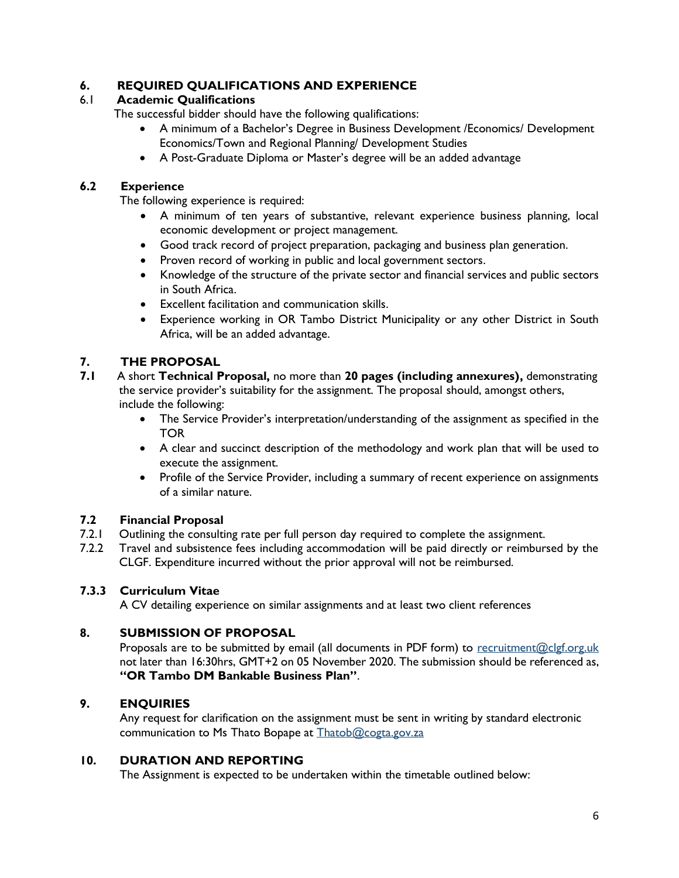## 6. REQUIRED QUALIFICATIONS AND EXPERIENCE

### 6.1 Academic Qualifications

The successful bidder should have the following qualifications:

- A minimum of a Bachelor's Degree in Business Development /Economics/ Development Economics/Town and Regional Planning/ Development Studies
- A Post-Graduate Diploma or Master's degree will be an added advantage

### 6.2 Experience

The following experience is required:

- A minimum of ten years of substantive, relevant experience business planning, local economic development or project management.
- Good track record of project preparation, packaging and business plan generation.
- Proven record of working in public and local government sectors.
- Knowledge of the structure of the private sector and financial services and public sectors in South Africa.
- Excellent facilitation and communication skills.
- Experience working in OR Tambo District Municipality or any other District in South Africa, will be an added advantage.

## 7. THE PROPOSAL

**7.1** A short **Technical Proposal,** no more than **20 pages (including annexures),** demonstrating the service provider's suitability for the assignment. The proposal should, amongst others, include the following:

- The Service Provider's interpretation/understanding of the assignment as specified in the TOR
- A clear and succinct description of the methodology and work plan that will be used to execute the assignment.
- Profile of the Service Provider, including a summary of recent experience on assignments of a similar nature.

### 7.2 Financial Proposal

7.2.1 Outlining the consulting rate per full person day required to complete the assignment.

7.2.2 Travel and subsistence fees including accommodation will be paid directly or reimbursed by the CLGF. Expenditure incurred without the prior approval will not be reimbursed.

### 7.3.3 Curriculum Vitae

A CV detailing experience on similar assignments and at least two client references

## 8. SUBMISSION OF PROPOSAL

Proposals are to be submitted by email (all documents in PDF form) to recruitment@clgf.org.uk not later than 16:30hrs, GMT+2 on 05 November 2020. The submission should be referenced as, **"OR Tambo DM Bankable Business Plan"**.

## 9. ENQUIRIES

Any request for clarification on the assignment must be sent in writing by standard electronic communication to Ms Thato Bopape at Thatob@cogta.gov.za

## 10. DURATION AND REPORTING

The Assignment is expected to be undertaken within the timetable outlined below: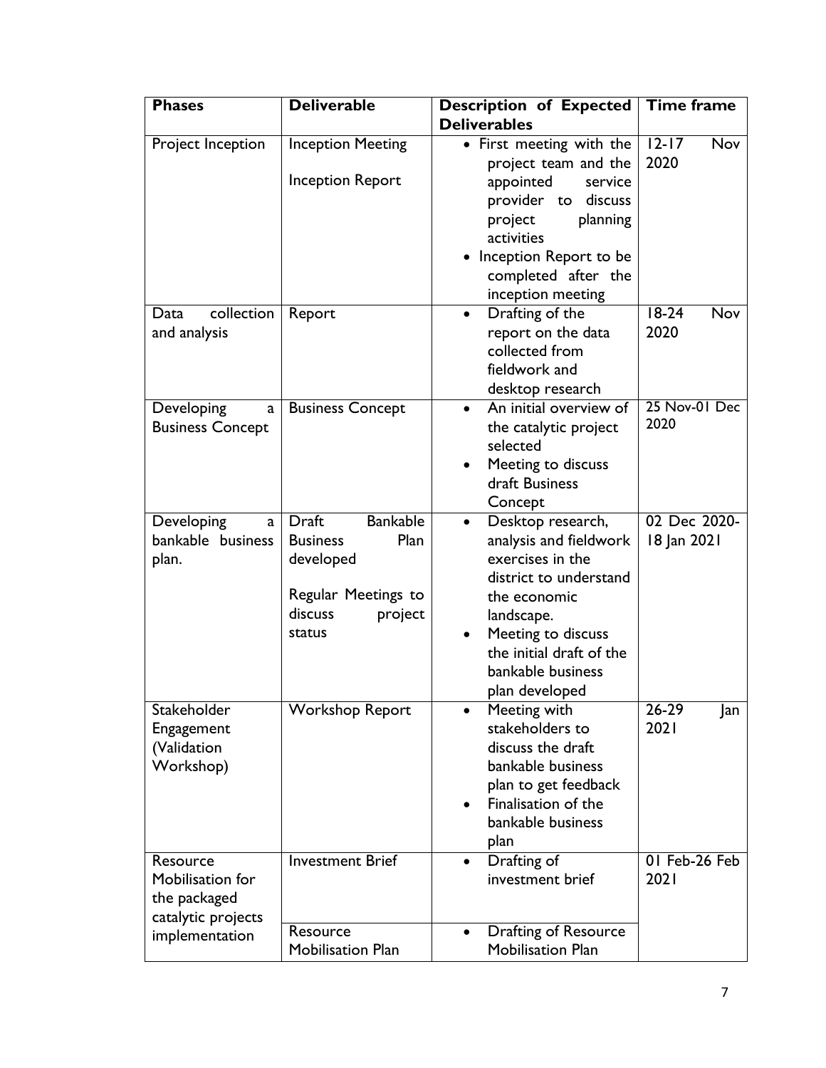| Phases | Deliverable | Description of Expected Deliverables | Time frame |
|---|---|---|---|
| Project Inception | Inception Meeting<br><br>Inception Report | • First meeting with the project team and the appointed service provider to discuss project planning activities<br>• Inception Report to be completed after the inception meeting | 12-17 Nov 2020 |
| Data collection and analysis | Report | • Drafting of the report on the data collected from fieldwork and desktop research | 18-24 Nov 2020 |
| Developing a Business Concept | Business Concept | • An initial overview of the catalytic project selected<br>• Meeting to discuss draft Business Concept | 25 Nov-01 Dec 2020 |
| Developing a bankable business plan. | Draft Bankable Business Plan developed<br><br>Regular Meetings to discuss project status | • Desktop research, analysis and fieldwork exercises in the district to understand the economic landscape.<br>• Meeting to discuss the initial draft of the bankable business plan developed | 02 Dec 2020-18 Jan 2021 |
| Stakeholder Engagement (Validation Workshop) | Workshop Report | • Meeting with stakeholders to discuss the draft bankable business plan to get feedback<br>• Finalisation of the bankable business plan | 26-29 Jan 2021 |
| Resource Mobilisation for the packaged catalytic projects implementation | Investment Brief | • Drafting of investment brief | 01 Feb-26 Feb 2021 |
| | Resource Mobilisation Plan | • Drafting of Resource Mobilisation Plan | |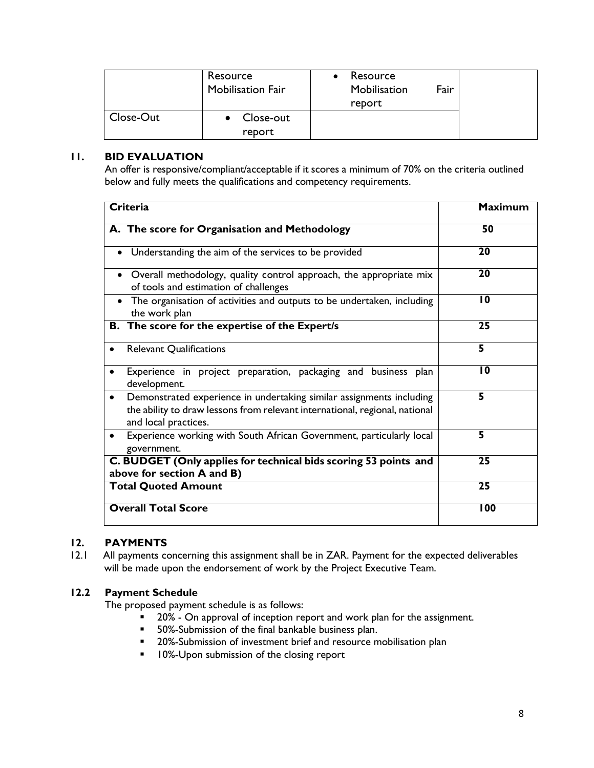| | Resource Mobilisation Fair | • Resource Mobilisation Fair report | |
|---|---|---|---|
| Close-Out | • Close-out report | | |

## 11. BID EVALUATION

An offer is responsive/compliant/acceptable if it scores a minimum of 70% on the criteria outlined below and fully meets the qualifications and competency requirements.

| Criteria | Maximum |
|---|---|
| **A. The score for Organisation and Methodology** | **50** |
| • Understanding the aim of the services to be provided | **20** |
| • Overall methodology, quality control approach, the appropriate mix of tools and estimation of challenges | **20** |
| • The organisation of activities and outputs to be undertaken, including the work plan | **10** |
| **B. The score for the expertise of the Expert/s** | **25** |
| • Relevant Qualifications | **5** |
| • Experience in project preparation, packaging and business plan development. | **10** |
| • Demonstrated experience in undertaking similar assignments including the ability to draw lessons from relevant international, regional, national and local practices. | **5** |
| • Experience working with South African Government, particularly local government. | **5** |
| **C. BUDGET (Only applies for technical bids scoring 53 points and above for section A and B)** | **25** |
| **Total Quoted Amount** | **25** |
| **Overall Total Score** | **100** |

## 12. PAYMENTS

12.1 All payments concerning this assignment shall be in ZAR. Payment for the expected deliverables will be made upon the endorsement of work by the Project Executive Team.

### 12.2 Payment Schedule

The proposed payment schedule is as follows:

- 20% - On approval of inception report and work plan for the assignment.
- 50%-Submission of the final bankable business plan.
- 20%-Submission of investment brief and resource mobilisation plan
- 10%-Upon submission of the closing report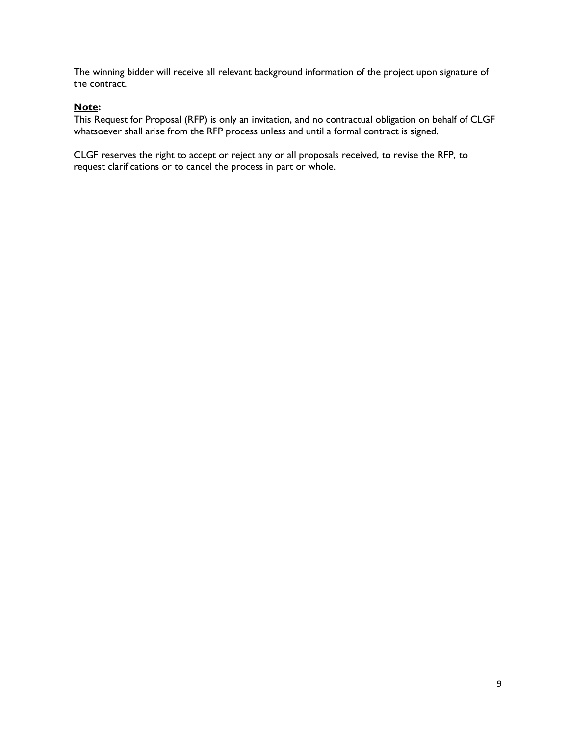The winning bidder will receive all relevant background information of the project upon signature of the contract.

**Note:**
This Request for Proposal (RFP) is only an invitation, and no contractual obligation on behalf of CLGF whatsoever shall arise from the RFP process unless and until a formal contract is signed.

CLGF reserves the right to accept or reject any or all proposals received, to revise the RFP, to request clarifications or to cancel the process in part or whole.